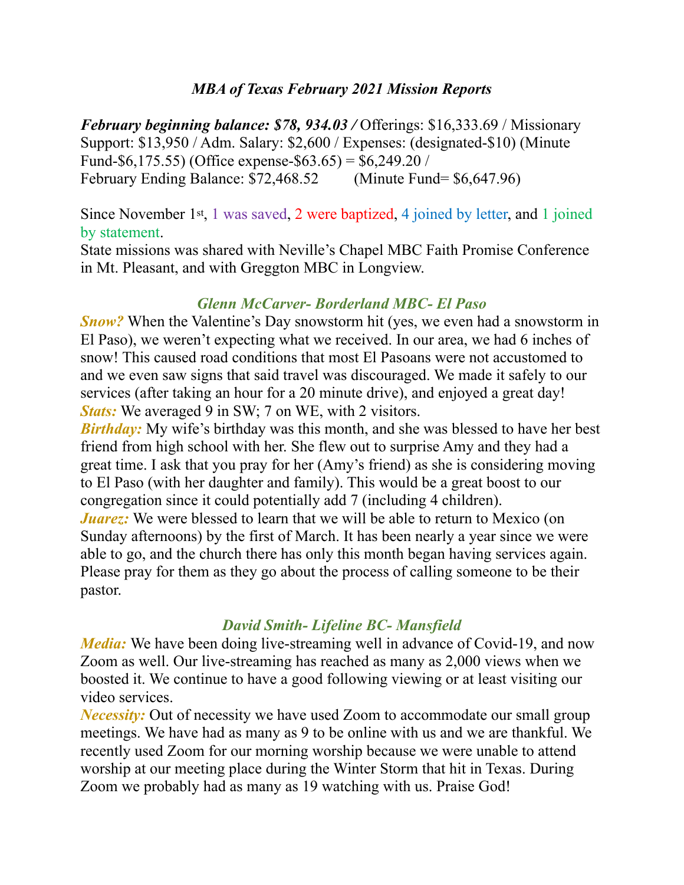# *MBA of Texas February 2021 Mission Reports*

***February beginning balance: $78, 934.03 /*** Offerings: $16,333.69 / Missionary Support: $13,950 / Adm. Salary: $2,600 / Expenses: (designated-$10) (Minute Fund-$6,175.55) (Office expense-$63.65) = $6,249.20 /
February Ending Balance: $72,468.52 (Minute Fund= $6,647.96)

Since November 1st, 1 was saved, 2 were baptized, 4 joined by letter, and 1 joined by statement.
State missions was shared with Neville's Chapel MBC Faith Promise Conference in Mt. Pleasant, and with Greggton MBC in Longview.

## *Glenn McCarver- Borderland MBC- El Paso*

***Snow?*** When the Valentine's Day snowstorm hit (yes, we even had a snowstorm in El Paso), we weren't expecting what we received. In our area, we had 6 inches of snow! This caused road conditions that most El Pasoans were not accustomed to and we even saw signs that said travel was discouraged. We made it safely to our services (after taking an hour for a 20 minute drive), and enjoyed a great day!
***Stats:*** We averaged 9 in SW; 7 on WE, with 2 visitors.
***Birthday:*** My wife's birthday was this month, and she was blessed to have her best friend from high school with her. She flew out to surprise Amy and they had a great time. I ask that you pray for her (Amy's friend) as she is considering moving to El Paso (with her daughter and family). This would be a great boost to our congregation since it could potentially add 7 (including 4 children).
***Juarez:*** We were blessed to learn that we will be able to return to Mexico (on Sunday afternoons) by the first of March. It has been nearly a year since we were able to go, and the church there has only this month began having services again. Please pray for them as they go about the process of calling someone to be their pastor.

## *David Smith- Lifeline BC- Mansfield*

***Media:*** We have been doing live-streaming well in advance of Covid-19, and now Zoom as well. Our live-streaming has reached as many as 2,000 views when we boosted it. We continue to have a good following viewing or at least visiting our video services.
***Necessity:*** Out of necessity we have used Zoom to accommodate our small group meetings. We have had as many as 9 to be online with us and we are thankful. We recently used Zoom for our morning worship because we were unable to attend worship at our meeting place during the Winter Storm that hit in Texas. During Zoom we probably had as many as 19 watching with us. Praise God!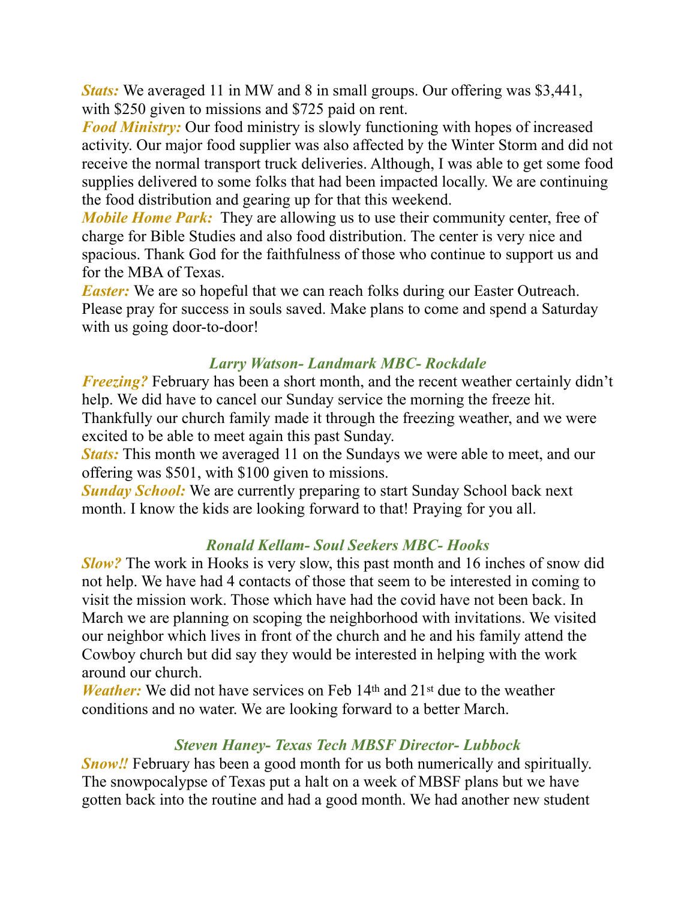***Stats:*** We averaged 11 in MW and 8 in small groups. Our offering was $3,441, with $250 given to missions and $725 paid on rent.

***Food Ministry:*** Our food ministry is slowly functioning with hopes of increased activity. Our major food supplier was also affected by the Winter Storm and did not receive the normal transport truck deliveries. Although, I was able to get some food supplies delivered to some folks that had been impacted locally. We are continuing the food distribution and gearing up for that this weekend.

***Mobile Home Park:*** They are allowing us to use their community center, free of charge for Bible Studies and also food distribution. The center is very nice and spacious. Thank God for the faithfulness of those who continue to support us and for the MBA of Texas.

***Easter:*** We are so hopeful that we can reach folks during our Easter Outreach. Please pray for success in souls saved. Make plans to come and spend a Saturday with us going door-to-door!

### *Larry Watson- Landmark MBC- Rockdale*

***Freezing?*** February has been a short month, and the recent weather certainly didn't help. We did have to cancel our Sunday service the morning the freeze hit. Thankfully our church family made it through the freezing weather, and we were excited to be able to meet again this past Sunday.

***Stats:*** This month we averaged 11 on the Sundays we were able to meet, and our offering was $501, with $100 given to missions.

***Sunday School:*** We are currently preparing to start Sunday School back next month. I know the kids are looking forward to that! Praying for you all.

### *Ronald Kellam- Soul Seekers MBC- Hooks*

***Slow?*** The work in Hooks is very slow, this past month and 16 inches of snow did not help. We have had 4 contacts of those that seem to be interested in coming to visit the mission work. Those which have had the covid have not been back. In March we are planning on scoping the neighborhood with invitations. We visited our neighbor which lives in front of the church and he and his family attend the Cowboy church but did say they would be interested in helping with the work around our church.

***Weather:*** We did not have services on Feb 14th and 21st due to the weather conditions and no water. We are looking forward to a better March.

### *Steven Haney- Texas Tech MBSF Director- Lubbock*

***Snow!!*** February has been a good month for us both numerically and spiritually. The snowpocalypse of Texas put a halt on a week of MBSF plans but we have gotten back into the routine and had a good month. We had another new student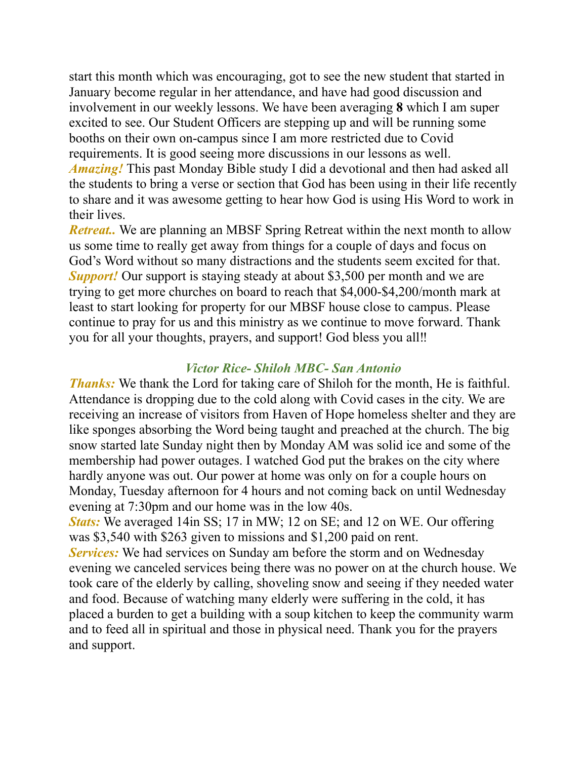start this month which was encouraging, got to see the new student that started in January become regular in her attendance, and have had good discussion and involvement in our weekly lessons. We have been averaging **8** which I am super excited to see. Our Student Officers are stepping up and will be running some booths on their own on-campus since I am more restricted due to Covid requirements. It is good seeing more discussions in our lessons as well.

***Amazing!*** This past Monday Bible study I did a devotional and then had asked all the students to bring a verse or section that God has been using in their life recently to share and it was awesome getting to hear how God is using His Word to work in their lives.

***Retreat..*** We are planning an MBSF Spring Retreat within the next month to allow us some time to really get away from things for a couple of days and focus on God's Word without so many distractions and the students seem excited for that.

***Support!*** Our support is staying steady at about $3,500 per month and we are trying to get more churches on board to reach that $4,000-$4,200/month mark at least to start looking for property for our MBSF house close to campus. Please continue to pray for us and this ministry as we continue to move forward. Thank you for all your thoughts, prayers, and support! God bless you all!!

### *Victor Rice- Shiloh MBC- San Antonio*

***Thanks:*** We thank the Lord for taking care of Shiloh for the month, He is faithful. Attendance is dropping due to the cold along with Covid cases in the city. We are receiving an increase of visitors from Haven of Hope homeless shelter and they are like sponges absorbing the Word being taught and preached at the church. The big snow started late Sunday night then by Monday AM was solid ice and some of the membership had power outages. I watched God put the brakes on the city where hardly anyone was out. Our power at home was only on for a couple hours on Monday, Tuesday afternoon for 4 hours and not coming back on until Wednesday evening at 7:30pm and our home was in the low 40s.

***Stats:*** We averaged 14in SS; 17 in MW; 12 on SE; and 12 on WE. Our offering was $3,540 with $263 given to missions and $1,200 paid on rent.

***Services:*** We had services on Sunday am before the storm and on Wednesday evening we canceled services being there was no power on at the church house. We took care of the elderly by calling, shoveling snow and seeing if they needed water and food. Because of watching many elderly were suffering in the cold, it has placed a burden to get a building with a soup kitchen to keep the community warm and to feed all in spiritual and those in physical need. Thank you for the prayers and support.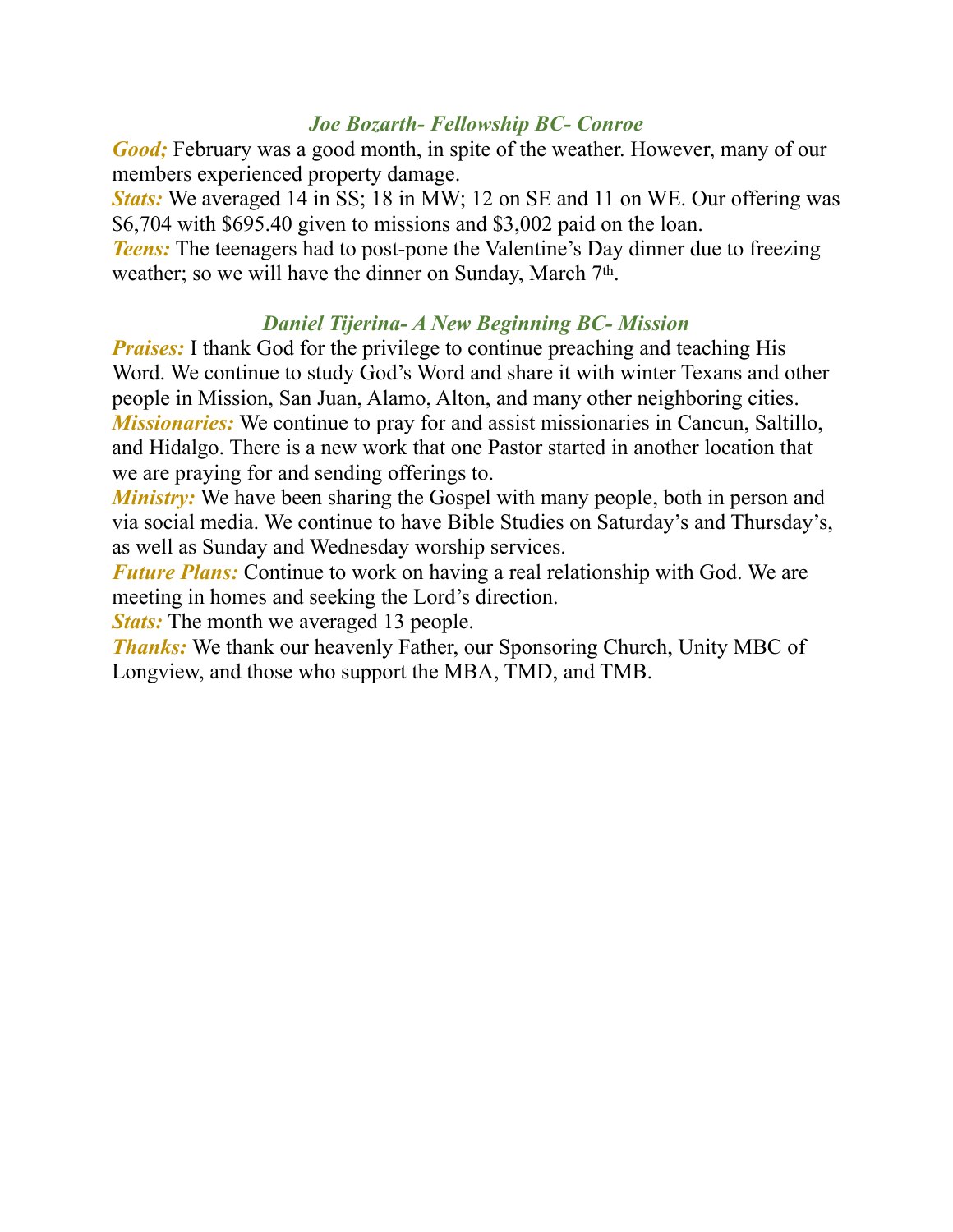### *Joe Bozarth- Fellowship BC- Conroe*

***Good;*** February was a good month, in spite of the weather. However, many of our members experienced property damage.

***Stats:*** We averaged 14 in SS; 18 in MW; 12 on SE and 11 on WE. Our offering was $6,704 with $695.40 given to missions and $3,002 paid on the loan.

***Teens:*** The teenagers had to post-pone the Valentine's Day dinner due to freezing weather; so we will have the dinner on Sunday, March 7th.

### *Daniel Tijerina- A New Beginning BC- Mission*

***Praises:*** I thank God for the privilege to continue preaching and teaching His Word. We continue to study God's Word and share it with winter Texans and other people in Mission, San Juan, Alamo, Alton, and many other neighboring cities.

***Missionaries:*** We continue to pray for and assist missionaries in Cancun, Saltillo, and Hidalgo. There is a new work that one Pastor started in another location that we are praying for and sending offerings to.

***Ministry:*** We have been sharing the Gospel with many people, both in person and via social media. We continue to have Bible Studies on Saturday's and Thursday's, as well as Sunday and Wednesday worship services.

***Future Plans:*** Continue to work on having a real relationship with God. We are meeting in homes and seeking the Lord's direction.

***Stats:*** The month we averaged 13 people.

***Thanks:*** We thank our heavenly Father, our Sponsoring Church, Unity MBC of Longview, and those who support the MBA, TMD, and TMB.